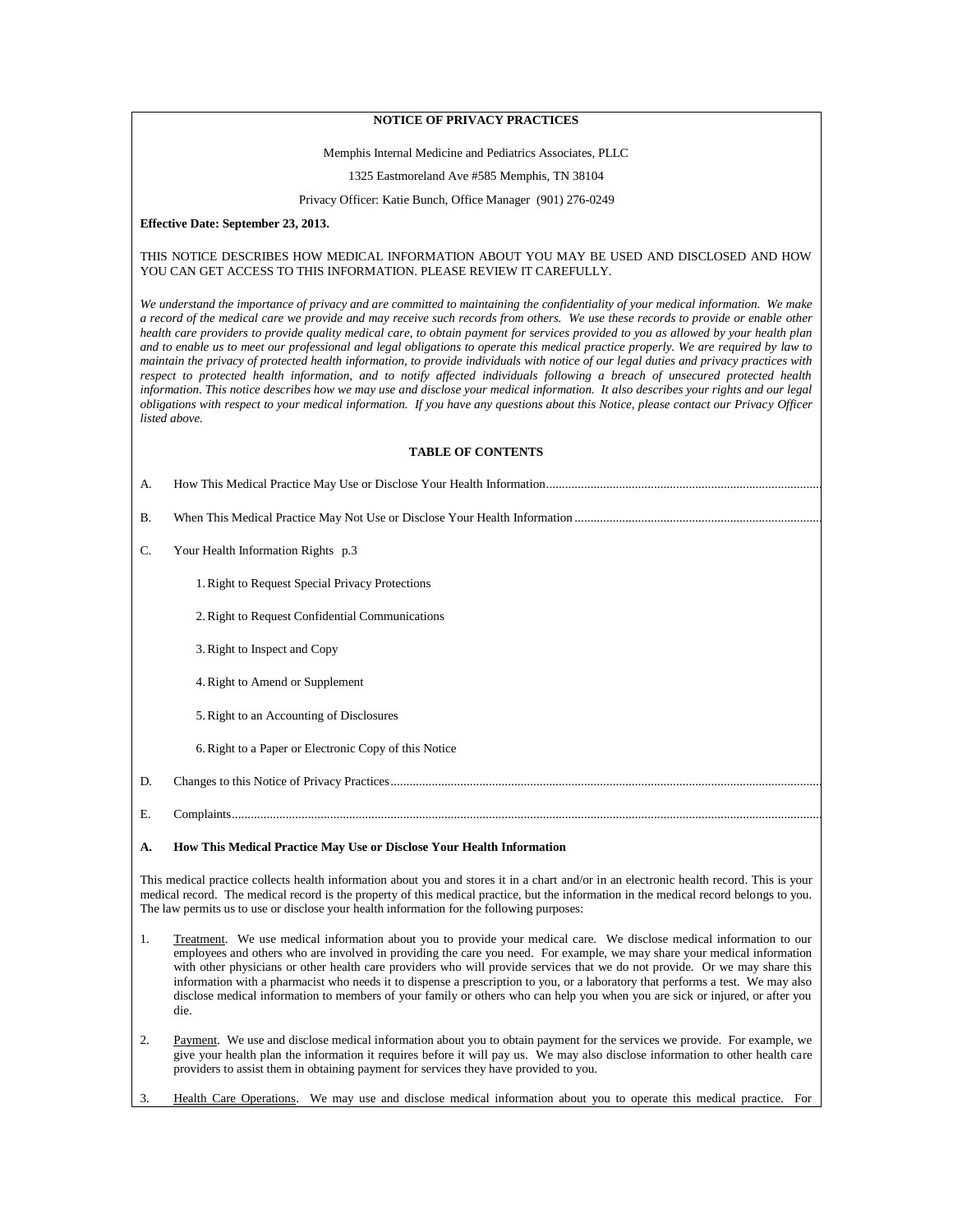# NOTICE OF PRIVACY PRACTICES

Memphis Internal Medicine and Pediatrics Associates, PLLC

1325 Eastmoreland Ave #585 Memphis, TN 38104

Privacy Officer: Katie Bunch, Office Manager (901) 276-0249

**Effective Date: September 23, 2013.**

THIS NOTICE DESCRIBES HOW MEDICAL INFORMATION ABOUT YOU MAY BE USED AND DISCLOSED AND HOW YOU CAN GET ACCESS TO THIS INFORMATION. PLEASE REVIEW IT CAREFULLY.

*We understand the importance of privacy and are committed to maintaining the confidentiality of your medical information. We make a record of the medical care we provide and may receive such records from others. We use these records to provide or enable other health care providers to provide quality medical care, to obtain payment for services provided to you as allowed by your health plan and to enable us to meet our professional and legal obligations to operate this medical practice properly. We are required by law to maintain the privacy of protected health information, to provide individuals with notice of our legal duties and privacy practices with respect to protected health information, and to notify affected individuals following a breach of unsecured protected health information. This notice describes how we may use and disclose your medical information. It also describes your rights and our legal obligations with respect to your medical information. If you have any questions about this Notice, please contact our Privacy Officer listed above.*

## TABLE OF CONTENTS

A. How This Medical Practice May Use or Disclose Your Health Information

B. When This Medical Practice May Not Use or Disclose Your Health Information

C. Your Health Information Rights p.3

1. Right to Request Special Privacy Protections
2. Right to Request Confidential Communications
3. Right to Inspect and Copy
4. Right to Amend or Supplement
5. Right to an Accounting of Disclosures
6. Right to a Paper or Electronic Copy of this Notice

D. Changes to this Notice of Privacy Practices

E. Complaints

## A. How This Medical Practice May Use or Disclose Your Health Information

This medical practice collects health information about you and stores it in a chart and/or in an electronic health record. This is your medical record. The medical record is the property of this medical practice, but the information in the medical record belongs to you. The law permits us to use or disclose your health information for the following purposes:

1. Treatment. We use medical information about you to provide your medical care. We disclose medical information to our employees and others who are involved in providing the care you need. For example, we may share your medical information with other physicians or other health care providers who will provide services that we do not provide. Or we may share this information with a pharmacist who needs it to dispense a prescription to you, or a laboratory that performs a test. We may also disclose medical information to members of your family or others who can help you when you are sick or injured, or after you die.

2. Payment. We use and disclose medical information about you to obtain payment for the services we provide. For example, we give your health plan the information it requires before it will pay us. We may also disclose information to other health care providers to assist them in obtaining payment for services they have provided to you.

3. Health Care Operations. We may use and disclose medical information about you to operate this medical practice. For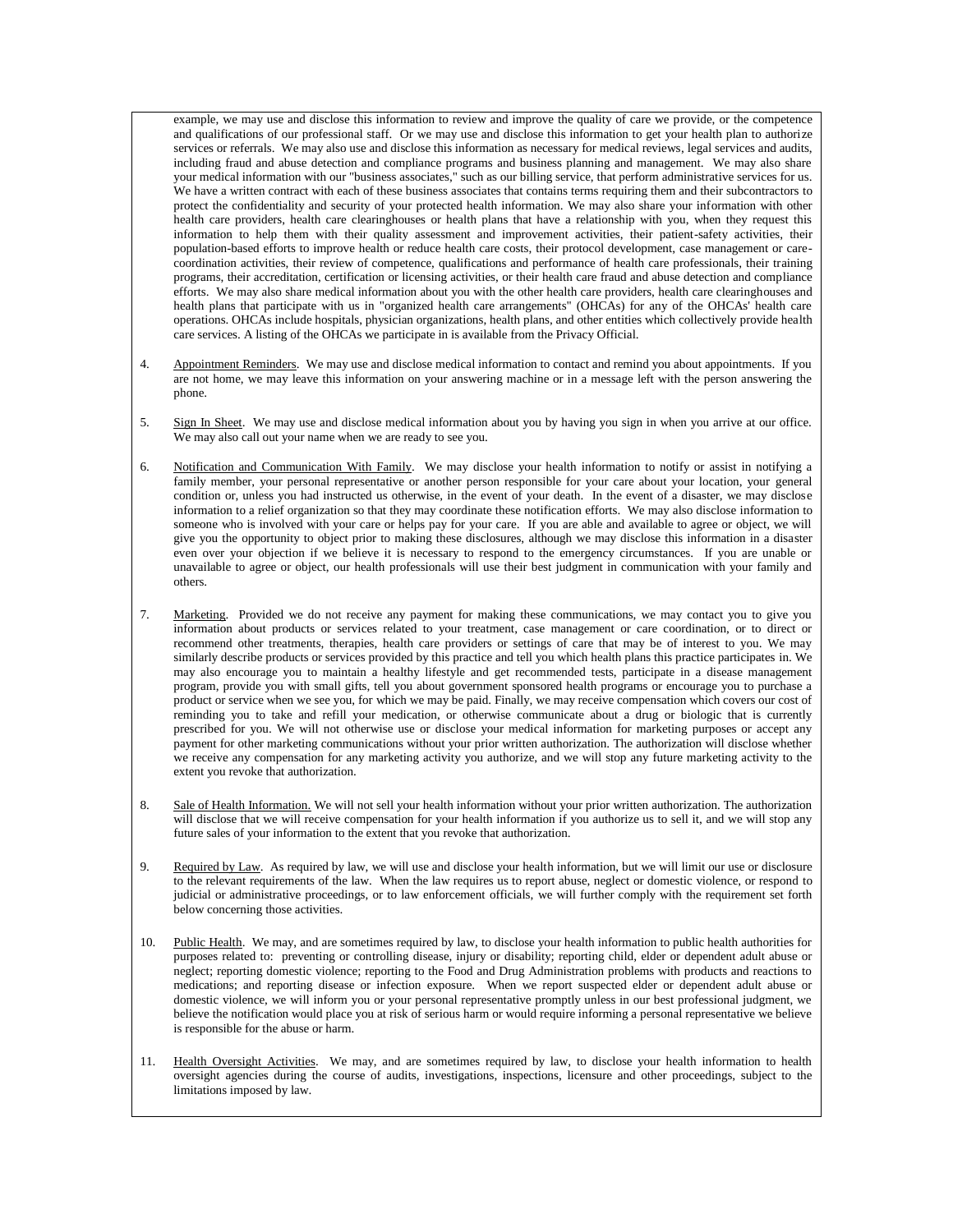example, we may use and disclose this information to review and improve the quality of care we provide, or the competence and qualifications of our professional staff. Or we may use and disclose this information to get your health plan to authorize services or referrals. We may also use and disclose this information as necessary for medical reviews, legal services and audits, including fraud and abuse detection and compliance programs and business planning and management. We may also share your medical information with our "business associates," such as our billing service, that perform administrative services for us. We have a written contract with each of these business associates that contains terms requiring them and their subcontractors to protect the confidentiality and security of your protected health information. We may also share your information with other health care providers, health care clearinghouses or health plans that have a relationship with you, when they request this information to help them with their quality assessment and improvement activities, their patient-safety activities, their population-based efforts to improve health or reduce health care costs, their protocol development, case management or care-coordination activities, their review of competence, qualifications and performance of health care professionals, their training programs, their accreditation, certification or licensing activities, or their health care fraud and abuse detection and compliance efforts. We may also share medical information about you with the other health care providers, health care clearinghouses and health plans that participate with us in "organized health care arrangements" (OHCAs) for any of the OHCAs' health care operations. OHCAs include hospitals, physician organizations, health plans, and other entities which collectively provide health care services. A listing of the OHCAs we participate in is available from the Privacy Official.

4. Appointment Reminders. We may use and disclose medical information to contact and remind you about appointments. If you are not home, we may leave this information on your answering machine or in a message left with the person answering the phone.

5. Sign In Sheet. We may use and disclose medical information about you by having you sign in when you arrive at our office. We may also call out your name when we are ready to see you.

6. Notification and Communication With Family. We may disclose your health information to notify or assist in notifying a family member, your personal representative or another person responsible for your care about your location, your general condition or, unless you had instructed us otherwise, in the event of your death. In the event of a disaster, we may disclose information to a relief organization so that they may coordinate these notification efforts. We may also disclose information to someone who is involved with your care or helps pay for your care. If you are able and available to agree or object, we will give you the opportunity to object prior to making these disclosures, although we may disclose this information in a disaster even over your objection if we believe it is necessary to respond to the emergency circumstances. If you are unable or unavailable to agree or object, our health professionals will use their best judgment in communication with your family and others.

7. Marketing. Provided we do not receive any payment for making these communications, we may contact you to give you information about products or services related to your treatment, case management or care coordination, or to direct or recommend other treatments, therapies, health care providers or settings of care that may be of interest to you. We may similarly describe products or services provided by this practice and tell you which health plans this practice participates in. We may also encourage you to maintain a healthy lifestyle and get recommended tests, participate in a disease management program, provide you with small gifts, tell you about government sponsored health programs or encourage you to purchase a product or service when we see you, for which we may be paid. Finally, we may receive compensation which covers our cost of reminding you to take and refill your medication, or otherwise communicate about a drug or biologic that is currently prescribed for you. We will not otherwise use or disclose your medical information for marketing purposes or accept any payment for other marketing communications without your prior written authorization. The authorization will disclose whether we receive any compensation for any marketing activity you authorize, and we will stop any future marketing activity to the extent you revoke that authorization.

8. Sale of Health Information. We will not sell your health information without your prior written authorization. The authorization will disclose that we will receive compensation for your health information if you authorize us to sell it, and we will stop any future sales of your information to the extent that you revoke that authorization.

9. Required by Law. As required by law, we will use and disclose your health information, but we will limit our use or disclosure to the relevant requirements of the law. When the law requires us to report abuse, neglect or domestic violence, or respond to judicial or administrative proceedings, or to law enforcement officials, we will further comply with the requirement set forth below concerning those activities.

10. Public Health. We may, and are sometimes required by law, to disclose your health information to public health authorities for purposes related to: preventing or controlling disease, injury or disability; reporting child, elder or dependent adult abuse or neglect; reporting domestic violence; reporting to the Food and Drug Administration problems with products and reactions to medications; and reporting disease or infection exposure. When we report suspected elder or dependent adult abuse or domestic violence, we will inform you or your personal representative promptly unless in our best professional judgment, we believe the notification would place you at risk of serious harm or would require informing a personal representative we believe is responsible for the abuse or harm.

11. Health Oversight Activities. We may, and are sometimes required by law, to disclose your health information to health oversight agencies during the course of audits, investigations, inspections, licensure and other proceedings, subject to the limitations imposed by law.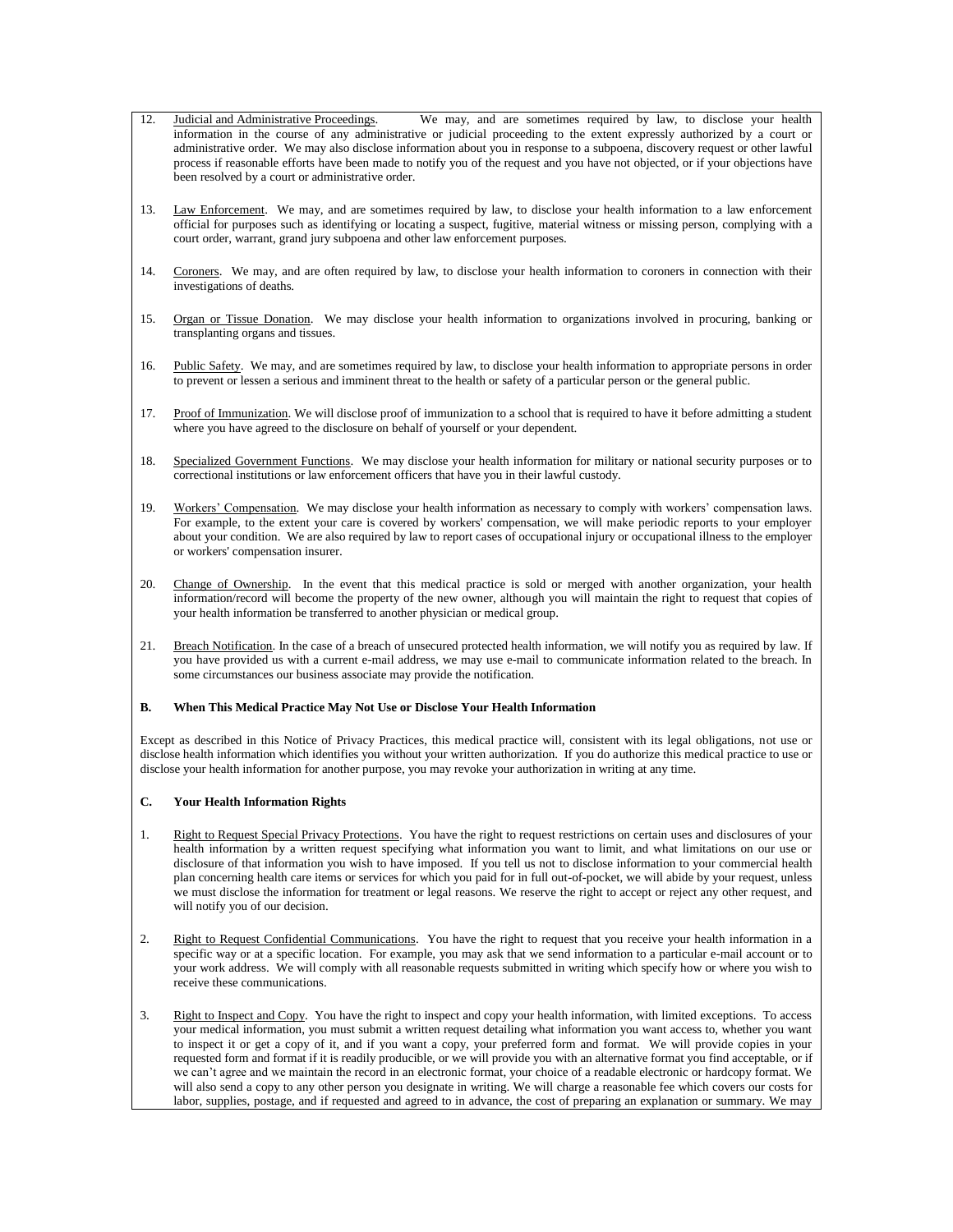12. Judicial and Administrative Proceedings. We may, and are sometimes required by law, to disclose your health information in the course of any administrative or judicial proceeding to the extent expressly authorized by a court or administrative order. We may also disclose information about you in response to a subpoena, discovery request or other lawful process if reasonable efforts have been made to notify you of the request and you have not objected, or if your objections have been resolved by a court or administrative order.

13. Law Enforcement. We may, and are sometimes required by law, to disclose your health information to a law enforcement official for purposes such as identifying or locating a suspect, fugitive, material witness or missing person, complying with a court order, warrant, grand jury subpoena and other law enforcement purposes.

14. Coroners. We may, and are often required by law, to disclose your health information to coroners in connection with their investigations of deaths.

15. Organ or Tissue Donation. We may disclose your health information to organizations involved in procuring, banking or transplanting organs and tissues.

16. Public Safety. We may, and are sometimes required by law, to disclose your health information to appropriate persons in order to prevent or lessen a serious and imminent threat to the health or safety of a particular person or the general public.

17. Proof of Immunization. We will disclose proof of immunization to a school that is required to have it before admitting a student where you have agreed to the disclosure on behalf of yourself or your dependent.

18. Specialized Government Functions. We may disclose your health information for military or national security purposes or to correctional institutions or law enforcement officers that have you in their lawful custody.

19. Workers' Compensation. We may disclose your health information as necessary to comply with workers' compensation laws. For example, to the extent your care is covered by workers' compensation, we will make periodic reports to your employer about your condition. We are also required by law to report cases of occupational injury or occupational illness to the employer or workers' compensation insurer.

20. Change of Ownership. In the event that this medical practice is sold or merged with another organization, your health information/record will become the property of the new owner, although you will maintain the right to request that copies of your health information be transferred to another physician or medical group.

21. Breach Notification. In the case of a breach of unsecured protected health information, we will notify you as required by law. If you have provided us with a current e-mail address, we may use e-mail to communicate information related to the breach. In some circumstances our business associate may provide the notification.

**B. When This Medical Practice May Not Use or Disclose Your Health Information**

Except as described in this Notice of Privacy Practices, this medical practice will, consistent with its legal obligations, not use or disclose health information which identifies you without your written authorization. If you do authorize this medical practice to use or disclose your health information for another purpose, you may revoke your authorization in writing at any time.

**C. Your Health Information Rights**

1. Right to Request Special Privacy Protections. You have the right to request restrictions on certain uses and disclosures of your health information by a written request specifying what information you want to limit, and what limitations on our use or disclosure of that information you wish to have imposed. If you tell us not to disclose information to your commercial health plan concerning health care items or services for which you paid for in full out-of-pocket, we will abide by your request, unless we must disclose the information for treatment or legal reasons. We reserve the right to accept or reject any other request, and will notify you of our decision.

2. Right to Request Confidential Communications. You have the right to request that you receive your health information in a specific way or at a specific location. For example, you may ask that we send information to a particular e-mail account or to your work address. We will comply with all reasonable requests submitted in writing which specify how or where you wish to receive these communications.

3. Right to Inspect and Copy. You have the right to inspect and copy your health information, with limited exceptions. To access your medical information, you must submit a written request detailing what information you want access to, whether you want to inspect it or get a copy of it, and if you want a copy, your preferred form and format. We will provide copies in your requested form and format if it is readily producible, or we will provide you with an alternative format you find acceptable, or if we can't agree and we maintain the record in an electronic format, your choice of a readable electronic or hardcopy format. We will also send a copy to any other person you designate in writing. We will charge a reasonable fee which covers our costs for labor, supplies, postage, and if requested and agreed to in advance, the cost of preparing an explanation or summary. We may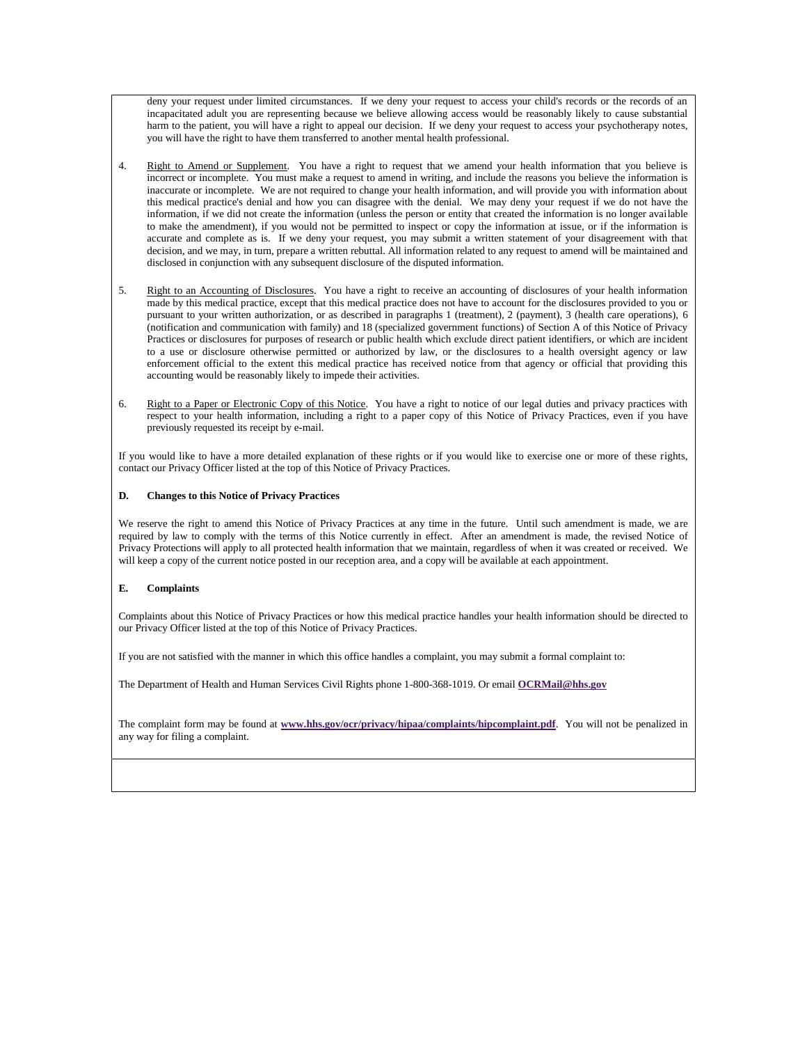deny your request under limited circumstances. If we deny your request to access your child's records or the records of an incapacitated adult you are representing because we believe allowing access would be reasonably likely to cause substantial harm to the patient, you will have a right to appeal our decision. If we deny your request to access your psychotherapy notes, you will have the right to have them transferred to another mental health professional.

4. Right to Amend or Supplement. You have a right to request that we amend your health information that you believe is incorrect or incomplete. You must make a request to amend in writing, and include the reasons you believe the information is inaccurate or incomplete. We are not required to change your health information, and will provide you with information about this medical practice's denial and how you can disagree with the denial. We may deny your request if we do not have the information, if we did not create the information (unless the person or entity that created the information is no longer available to make the amendment), if you would not be permitted to inspect or copy the information at issue, or if the information is accurate and complete as is. If we deny your request, you may submit a written statement of your disagreement with that decision, and we may, in turn, prepare a written rebuttal. All information related to any request to amend will be maintained and disclosed in conjunction with any subsequent disclosure of the disputed information.

5. Right to an Accounting of Disclosures. You have a right to receive an accounting of disclosures of your health information made by this medical practice, except that this medical practice does not have to account for the disclosures provided to you or pursuant to your written authorization, or as described in paragraphs 1 (treatment), 2 (payment), 3 (health care operations), 6 (notification and communication with family) and 18 (specialized government functions) of Section A of this Notice of Privacy Practices or disclosures for purposes of research or public health which exclude direct patient identifiers, or which are incident to a use or disclosure otherwise permitted or authorized by law, or the disclosures to a health oversight agency or law enforcement official to the extent this medical practice has received notice from that agency or official that providing this accounting would be reasonably likely to impede their activities.

6. Right to a Paper or Electronic Copy of this Notice. You have a right to notice of our legal duties and privacy practices with respect to your health information, including a right to a paper copy of this Notice of Privacy Practices, even if you have previously requested its receipt by e-mail.

If you would like to have a more detailed explanation of these rights or if you would like to exercise one or more of these rights, contact our Privacy Officer listed at the top of this Notice of Privacy Practices.

**D. Changes to this Notice of Privacy Practices**

We reserve the right to amend this Notice of Privacy Practices at any time in the future. Until such amendment is made, we are required by law to comply with the terms of this Notice currently in effect. After an amendment is made, the revised Notice of Privacy Protections will apply to all protected health information that we maintain, regardless of when it was created or received. We will keep a copy of the current notice posted in our reception area, and a copy will be available at each appointment.

**E. Complaints**

Complaints about this Notice of Privacy Practices or how this medical practice handles your health information should be directed to our Privacy Officer listed at the top of this Notice of Privacy Practices.

If you are not satisfied with the manner in which this office handles a complaint, you may submit a formal complaint to:

The Department of Health and Human Services Civil Rights phone 1-800-368-1019. Or email **OCRMail@hhs.gov**

The complaint form may be found at **www.hhs.gov/ocr/privacy/hipaa/complaints/hipcomplaint.pdf**. You will not be penalized in any way for filing a complaint.